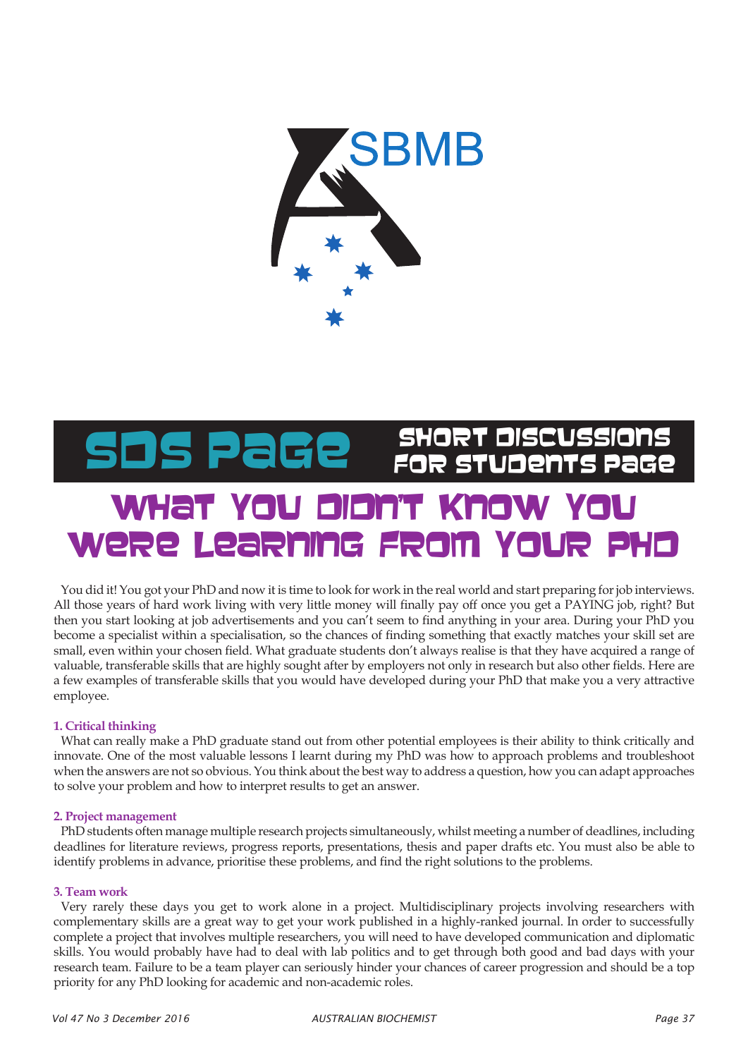# SDS Page — Short Discussions for Students Page

# What You Didn't Know You Were Learning From Your PhD

You did it! You got your PhD and now it is time to look for work in the real world and start preparing for job interviews. All those years of hard work living with very little money will finally pay off once you get a PAYING job, right? But then you start looking at job advertisements and you can't seem to find anything in your area. During your PhD you become a specialist within a specialisation, so the chances of finding something that exactly matches your skill set are small, even within your chosen field. What graduate students don't always realise is that they have acquired a range of valuable, transferable skills that are highly sought after by employers not only in research but also other fields. Here are a few examples of transferable skills that you would have developed during your PhD that make you a very attractive employee.

### 1. Critical thinking

What can really make a PhD graduate stand out from other potential employees is their ability to think critically and innovate. One of the most valuable lessons I learnt during my PhD was how to approach problems and troubleshoot when the answers are not so obvious. You think about the best way to address a question, how you can adapt approaches to solve your problem and how to interpret results to get an answer.

### 2. Project management

PhD students often manage multiple research projects simultaneously, whilst meeting a number of deadlines, including deadlines for literature reviews, progress reports, presentations, thesis and paper drafts etc. You must also be able to identify problems in advance, prioritise these problems, and find the right solutions to the problems.

### 3. Team work

Very rarely these days you get to work alone in a project. Multidisciplinary projects involving researchers with complementary skills are a great way to get your work published in a highly-ranked journal. In order to successfully complete a project that involves multiple researchers, you will need to have developed communication and diplomatic skills. You would probably have had to deal with lab politics and to get through both good and bad days with your research team. Failure to be a team player can seriously hinder your chances of career progression and should be a top priority for any PhD looking for academic and non-academic roles.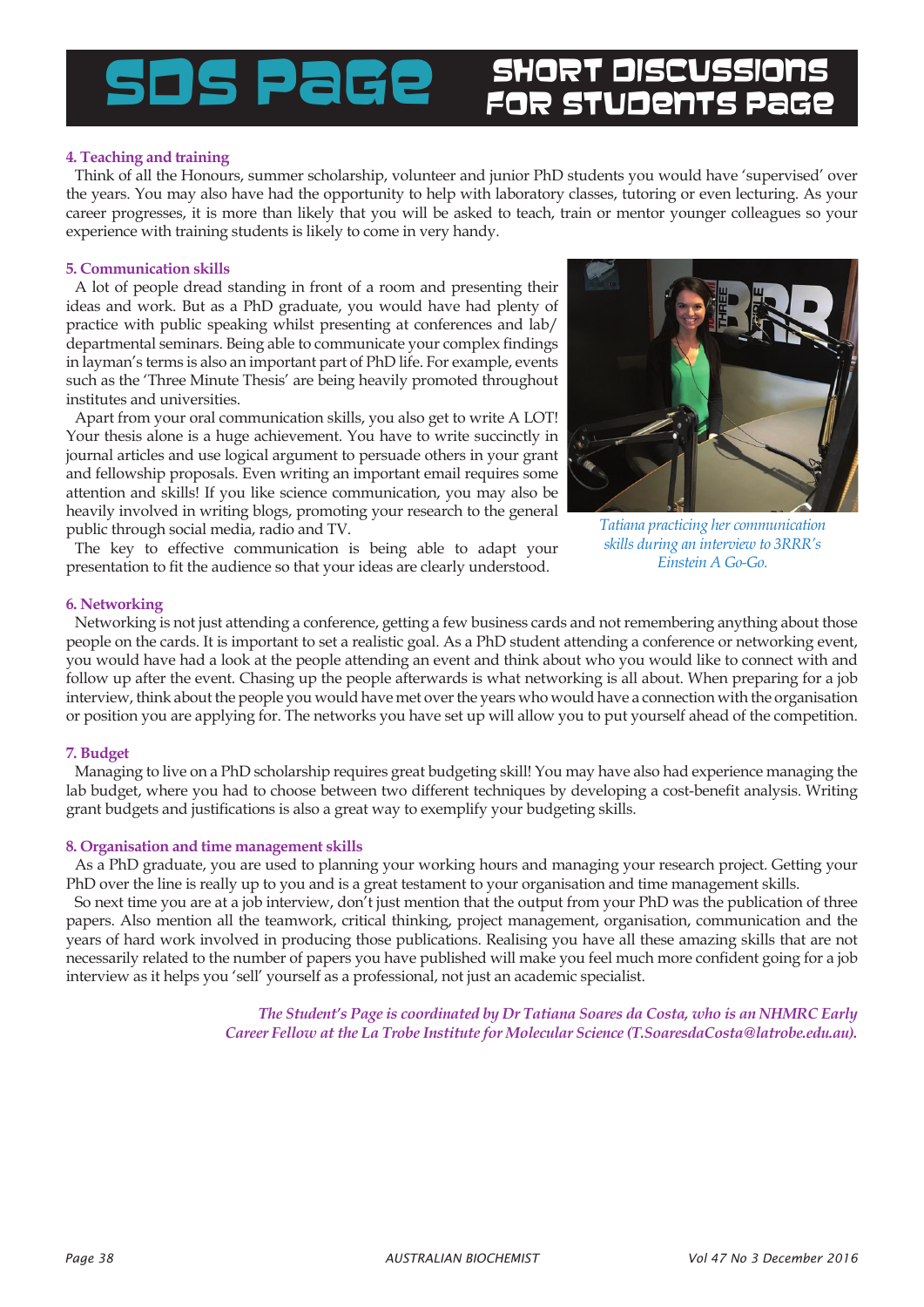# SDS Page

## Short Discussions for Students Page

### 4. Teaching and training

Think of all the Honours, summer scholarship, volunteer and junior PhD students you would have 'supervised' over the years. You may also have had the opportunity to help with laboratory classes, tutoring or even lecturing. As your career progresses, it is more than likely that you will be asked to teach, train or mentor younger colleagues so your experience with training students is likely to come in very handy.

### 5. Communication skills

A lot of people dread standing in front of a room and presenting their ideas and work. But as a PhD graduate, you would have had plenty of practice with public speaking whilst presenting at conferences and lab/departmental seminars. Being able to communicate your complex findings in layman's terms is also an important part of PhD life. For example, events such as the 'Three Minute Thesis' are being heavily promoted throughout institutes and universities.

Apart from your oral communication skills, you also get to write A LOT! Your thesis alone is a huge achievement. You have to write succinctly in journal articles and use logical argument to persuade others in your grant and fellowship proposals. Even writing an important email requires some attention and skills! If you like science communication, you may also be heavily involved in writing blogs, promoting your research to the general public through social media, radio and TV.

The key to effective communication is being able to adapt your presentation to fit the audience so that your ideas are clearly understood.

*Tatiana practicing her communication skills during an interview to 3RRR's Einstein A Go-Go.*

### 6. Networking

Networking is not just attending a conference, getting a few business cards and not remembering anything about those people on the cards. It is important to set a realistic goal. As a PhD student attending a conference or networking event, you would have had a look at the people attending an event and think about who you would like to connect with and follow up after the event. Chasing up the people afterwards is what networking is all about. When preparing for a job interview, think about the people you would have met over the years who would have a connection with the organisation or position you are applying for. The networks you have set up will allow you to put yourself ahead of the competition.

### 7. Budget

Managing to live on a PhD scholarship requires great budgeting skill! You may have also had experience managing the lab budget, where you had to choose between two different techniques by developing a cost-benefit analysis. Writing grant budgets and justifications is also a great way to exemplify your budgeting skills.

### 8. Organisation and time management skills

As a PhD graduate, you are used to planning your working hours and managing your research project. Getting your PhD over the line is really up to you and is a great testament to your organisation and time management skills.

So next time you are at a job interview, don't just mention that the output from your PhD was the publication of three papers. Also mention all the teamwork, critical thinking, project management, organisation, communication and the years of hard work involved in producing those publications. Realising you have all these amazing skills that are not necessarily related to the number of papers you have published will make you feel much more confident going for a job interview as it helps you 'sell' yourself as a professional, not just an academic specialist.

*The Student's Page is coordinated by Dr Tatiana Soares da Costa, who is an NHMRC Early Career Fellow at the La Trobe Institute for Molecular Science (T.SoaresdaCosta@latrobe.edu.au).*